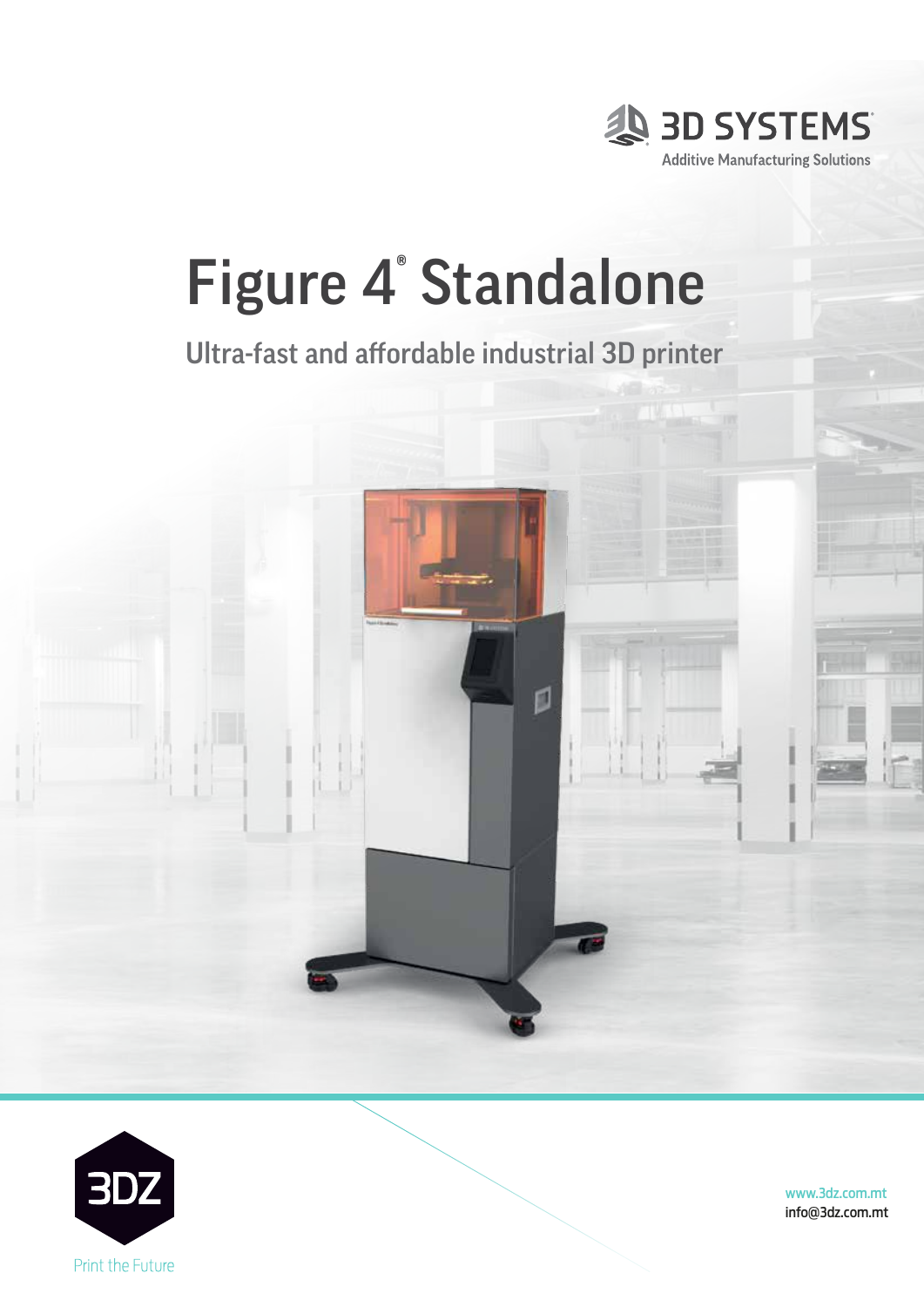3D SYSTEMS
Additive Manufacturing Solutions

# Figure 4® Standalone

## Ultra-fast and affordable industrial 3D printer

3DZ
Print the Future

www.3dz.com.mt
info@3dz.com.mt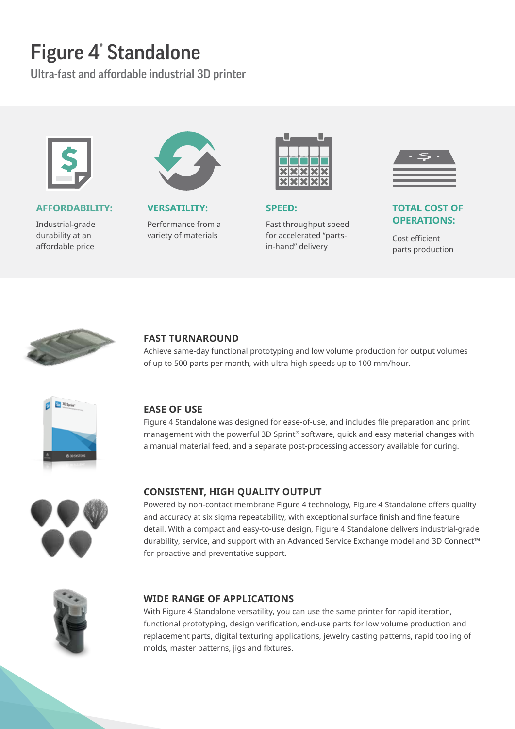# Figure 4® Standalone

## Ultra-fast and affordable industrial 3D printer

**AFFORDABILITY:**

Industrial-grade durability at an affordable price

**VERSATILITY:**

Performance from a variety of materials

**SPEED:**

Fast throughput speed for accelerated "parts-in-hand" delivery

**TOTAL COST OF OPERATIONS:**

Cost efficient parts production

### FAST TURNAROUND

Achieve same-day functional prototyping and low volume production for output volumes of up to 500 parts per month, with ultra-high speeds up to 100 mm/hour.

### EASE OF USE

Figure 4 Standalone was designed for ease-of-use, and includes file preparation and print management with the powerful 3D Sprint® software, quick and easy material changes with a manual material feed, and a separate post-processing accessory available for curing.

### CONSISTENT, HIGH QUALITY OUTPUT

Powered by non-contact membrane Figure 4 technology, Figure 4 Standalone offers quality and accuracy at six sigma repeatability, with exceptional surface finish and fine feature detail. With a compact and easy-to-use design, Figure 4 Standalone delivers industrial-grade durability, service, and support with an Advanced Service Exchange model and 3D Connect™ for proactive and preventative support.

### WIDE RANGE OF APPLICATIONS

With Figure 4 Standalone versatility, you can use the same printer for rapid iteration, functional prototyping, design verification, end-use parts for low volume production and replacement parts, digital texturing applications, jewelry casting patterns, rapid tooling of molds, master patterns, jigs and fixtures.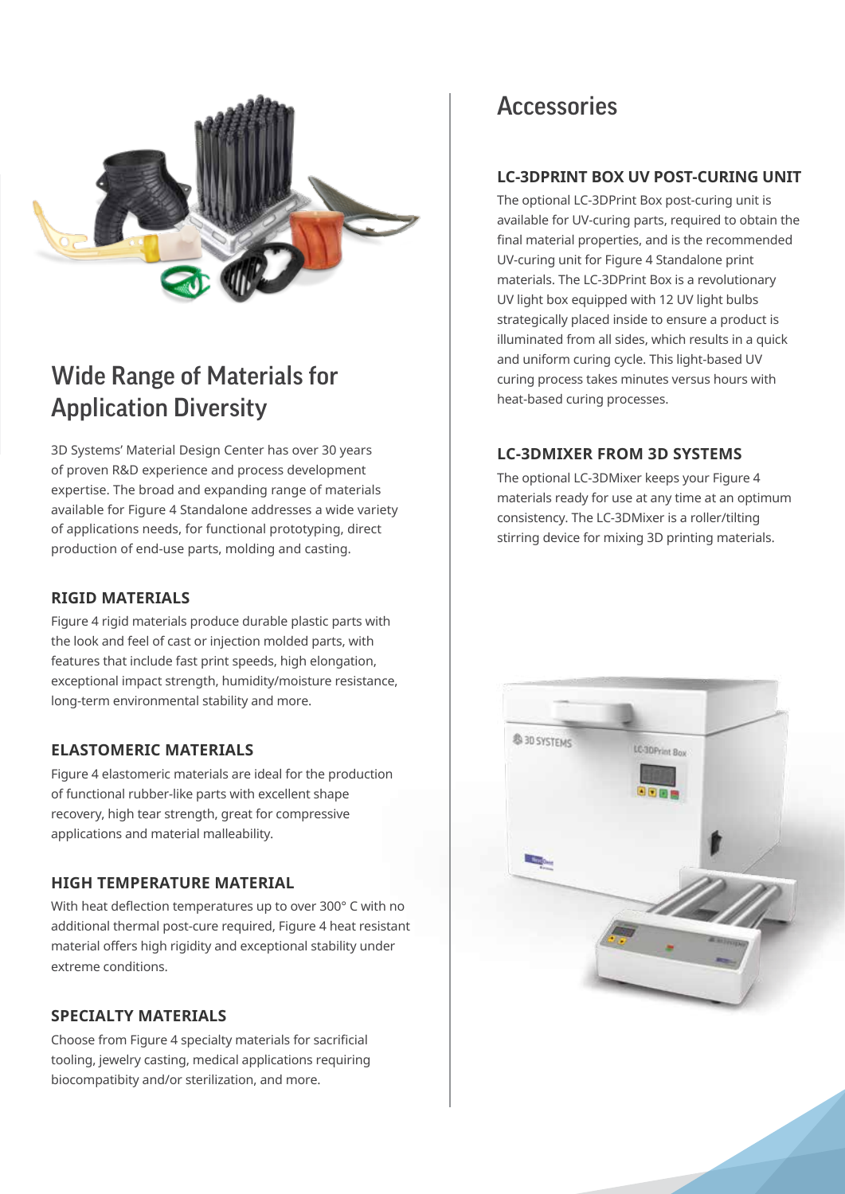## Wide Range of Materials for Application Diversity

3D Systems' Material Design Center has over 30 years of proven R&D experience and process development expertise. The broad and expanding range of materials available for Figure 4 Standalone addresses a wide variety of applications needs, for functional prototyping, direct production of end-use parts, molding and casting.

### RIGID MATERIALS

Figure 4 rigid materials produce durable plastic parts with the look and feel of cast or injection molded parts, with features that include fast print speeds, high elongation, exceptional impact strength, humidity/moisture resistance, long-term environmental stability and more.

### ELASTOMERIC MATERIALS

Figure 4 elastomeric materials are ideal for the production of functional rubber-like parts with excellent shape recovery, high tear strength, great for compressive applications and material malleability.

### HIGH TEMPERATURE MATERIAL

With heat deflection temperatures up to over 300° C with no additional thermal post-cure required, Figure 4 heat resistant material offers high rigidity and exceptional stability under extreme conditions.

### SPECIALTY MATERIALS

Choose from Figure 4 specialty materials for sacrificial tooling, jewelry casting, medical applications requiring biocompatibity and/or sterilization, and more.

## Accessories

### LC-3DPRINT BOX UV POST-CURING UNIT

The optional LC-3DPrint Box post-curing unit is available for UV-curing parts, required to obtain the final material properties, and is the recommended UV-curing unit for Figure 4 Standalone print materials. The LC-3DPrint Box is a revolutionary UV light box equipped with 12 UV light bulbs strategically placed inside to ensure a product is illuminated from all sides, which results in a quick and uniform curing cycle. This light-based UV curing process takes minutes versus hours with heat-based curing processes.

### LC-3DMIXER FROM 3D SYSTEMS

The optional LC-3DMixer keeps your Figure 4 materials ready for use at any time at an optimum consistency. The LC-3DMixer is a roller/tilting stirring device for mixing 3D printing materials.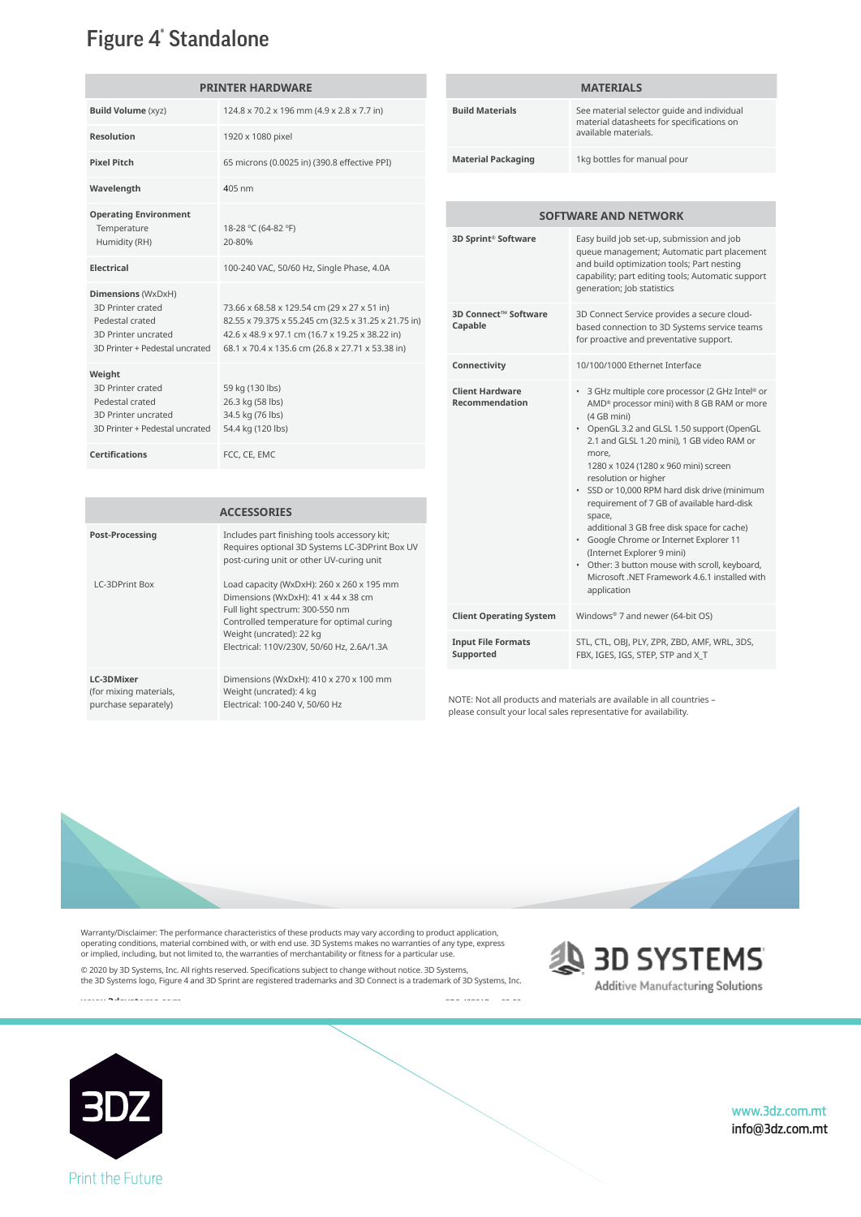# Figure 4® Standalone

| PRINTER HARDWARE | |
|---|---|
| **Build Volume** (xyz) | 124.8 x 70.2 x 196 mm (4.9 x 2.8 x 7.7 in) |
| **Resolution** | 1920 x 1080 pixel |
| **Pixel Pitch** | 65 microns (0.0025 in) (390.8 effective PPI) |
| **Wavelength** | 405 nm |
| **Operating Environment** Temperature Humidity (RH) | 18-28 °C (64-82 °F) 20-80% |
| **Electrical** | 100-240 VAC, 50/60 Hz, Single Phase, 4.0A |
| **Dimensions** (WxDxH) 3D Printer crated Pedestal crated 3D Printer uncrated 3D Printer + Pedestal uncrated | 73.66 x 68.58 x 129.54 cm (29 x 27 x 51 in) 82.55 x 79.375 x 55.245 cm (32.5 x 31.25 x 21.75 in) 42.6 x 48.9 x 97.1 cm (16.7 x 19.25 x 38.22 in) 68.1 x 70.4 x 135.6 cm (26.8 x 27.71 x 53.38 in) |
| **Weight** 3D Printer crated Pedestal crated 3D Printer uncrated 3D Printer + Pedestal uncrated | 59 kg (130 lbs) 26.3 kg (58 lbs) 34.5 kg (76 lbs) 54.4 kg (120 lbs) |
| **Certifications** | FCC, CE, EMC |

| ACCESSORIES | |
|---|---|
| **Post-Processing** | Includes part finishing tools accessory kit; Requires optional 3D Systems LC-3DPrint Box UV post-curing unit or other UV-curing unit |
| LC-3DPrint Box | Load capacity (WxDxH): 260 x 260 x 195 mm Dimensions (WxDxH): 41 x 44 x 38 cm Full light spectrum: 300-550 nm Controlled temperature for optimal curing Weight (uncrated): 22 kg Electrical: 110V/230V, 50/60 Hz, 2.6A/1.3A |
| **LC-3DMixer** (for mixing materials, purchase separately) | Dimensions (WxDxH): 410 x 270 x 100 mm Weight (uncrated): 4 kg Electrical: 100-240 V, 50/60 Hz |

| MATERIALS | |
|---|---|
| **Build Materials** | See material selector guide and individual material datasheets for specifications on available materials. |
| **Material Packaging** | 1kg bottles for manual pour |

| SOFTWARE AND NETWORK | |
|---|---|
| **3D Sprint® Software** | Easy build job set-up, submission and job queue management; Automatic part placement and build optimization tools; Part nesting capability; part editing tools; Automatic support generation; Job statistics |
| **3D Connect™ Software Capable** | 3D Connect Service provides a secure cloud-based connection to 3D Systems service teams for proactive and preventative support. |
| **Connectivity** | 10/100/1000 Ethernet Interface |
| **Client Hardware Recommendation** | • 3 GHz multiple core processor (2 GHz Intel® or AMD® processor mini) with 8 GB RAM or more (4 GB mini) • OpenGL 3.2 and GLSL 1.50 support (OpenGL 2.1 and GLSL 1.20 mini), 1 GB video RAM or more, 1280 x 1024 (1280 x 960 mini) screen resolution or higher • SSD or 10,000 RPM hard disk drive (minimum requirement of 7 GB of available hard-disk space, additional 3 GB free disk space for cache) • Google Chrome or Internet Explorer 11 (Internet Explorer 9 mini) • Other: 3 button mouse with scroll, keyboard, Microsoft .NET Framework 4.6.1 installed with application |
| **Client Operating System** | Windows® 7 and newer (64-bit OS) |
| **Input File Formats Supported** | STL, CTL, OBJ, PLY, ZPR, ZBD, AMF, WRL, 3DS, FBX, IGES, IGS, STEP, STP and X_T |

NOTE: Not all products and materials are available in all countries – please consult your local sales representative for availability.

Warranty/Disclaimer: The performance characteristics of these products may vary according to product application, operating conditions, material combined with, or with end use. 3D Systems makes no warranties of any type, express or implied, including, but not limited to, the warranties of merchantability or fitness for a particular use.

© 2020 by 3D Systems, Inc. All rights reserved. Specifications subject to change without notice. 3D Systems, the 3D Systems logo, Figure 4 and 3D Sprint are registered trademarks and 3D Connect is a trademark of 3D Systems, Inc.

3D SYSTEMS
Additive Manufacturing Solutions

3DZ
Print the Future

www.3dz.com.mt
info@3dz.com.mt